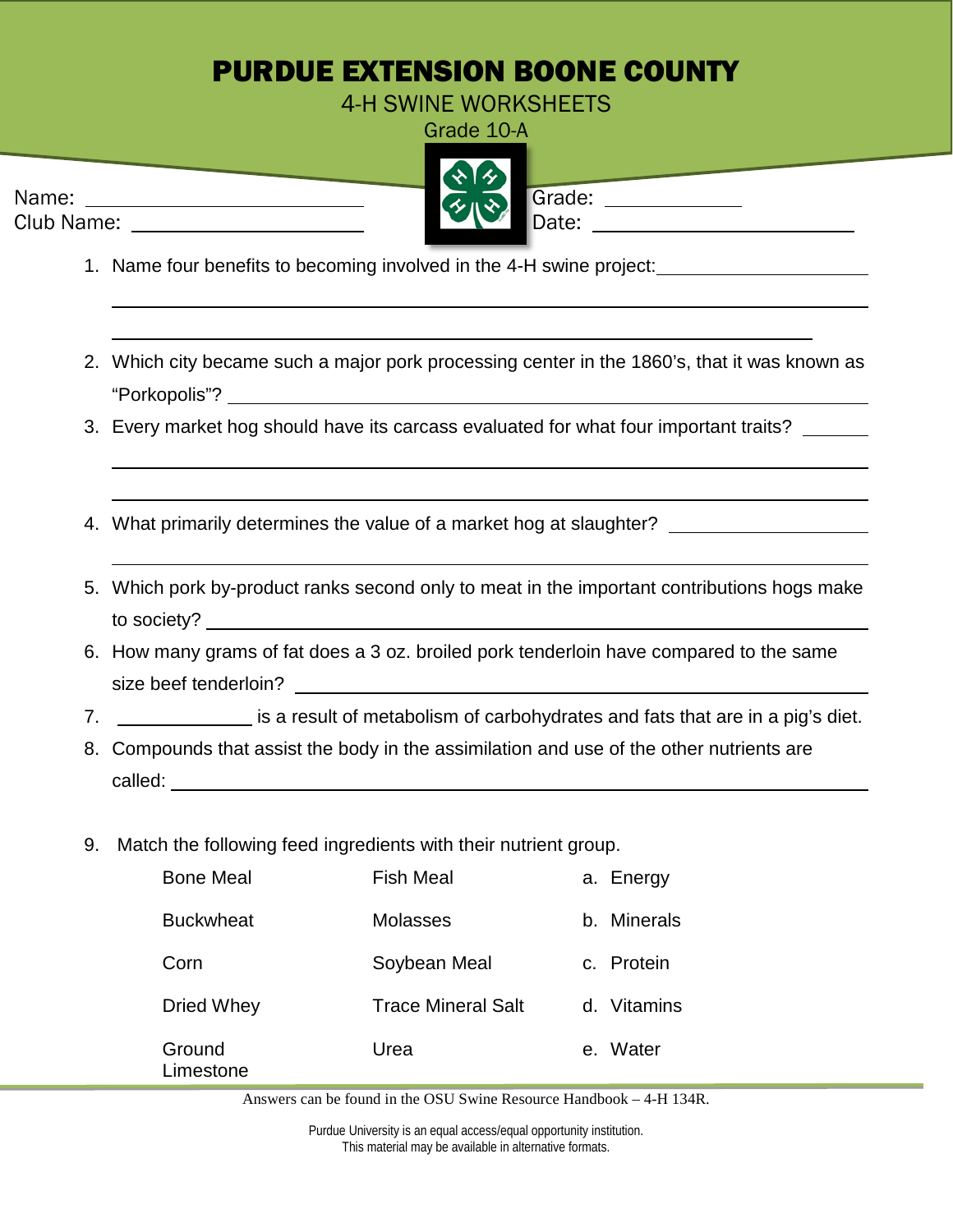# PURDUE EXTENSION BOONE COUNTY

## 4-H SWINE WORKSHEETS

Grade 10-A

Name: ______________________ Grade: ____________

Club Name: ______________________ Date: ______________________

1. Name four benefits to becoming involved in the 4-H swine project: ______________________
______________________________________________________________
______________________________________________________________

2. Which city became such a major pork processing center in the 1860's, that it was known as "Porkopolis"? ______________________

3. Every market hog should have its carcass evaluated for what four important traits? ______
______________________________________________________________
______________________________________________________________

4. What primarily determines the value of a market hog at slaughter? ______________________
______________________________________________________________

5. Which pork by-product ranks second only to meat in the important contributions hogs make to society? ______________________

6. How many grams of fat does a 3 oz. broiled pork tenderloin have compared to the same size beef tenderloin? ______________________

7. ____________ is a result of metabolism of carbohydrates and fats that are in a pig's diet.

8. Compounds that assist the body in the assimilation and use of the other nutrients are called: ______________________

9. Match the following feed ingredients with their nutrient group.

| | | |
|---|---|---|
| Bone Meal | Fish Meal | a. Energy |
| Buckwheat | Molasses | b. Minerals |
| Corn | Soybean Meal | c. Protein |
| Dried Whey | Trace Mineral Salt | d. Vitamins |
| Ground Limestone | Urea | e. Water |

Answers can be found in the OSU Swine Resource Handbook – 4-H 134R.

Purdue University is an equal access/equal opportunity institution.
This material may be available in alternative formats.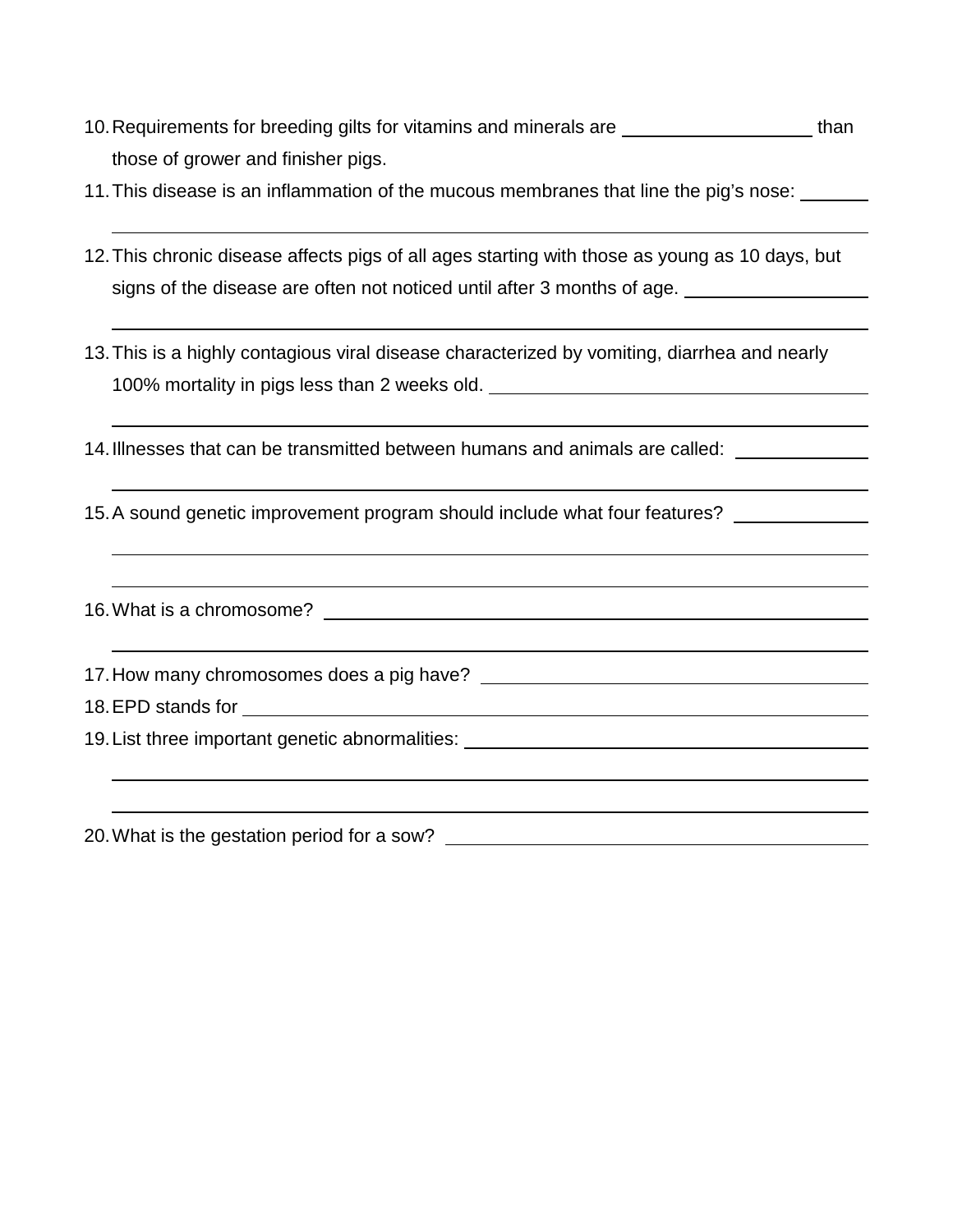10. Requirements for breeding gilts for vitamins and minerals are ____________________ than those of grower and finisher pigs.
11. This disease is an inflammation of the mucous membranes that line the pig's nose: ________
____________________________________________________________________________
12. This chronic disease affects pigs of all ages starting with those as young as 10 days, but signs of the disease are often not noticed until after 3 months of age. ____________________
____________________________________________________________________________
13. This is a highly contagious viral disease characterized by vomiting, diarrhea and nearly 100% mortality in pigs less than 2 weeks old. ________________________________________
____________________________________________________________________________
14. Illnesses that can be transmitted between humans and animals are called: ______________
____________________________________________________________________________
15. A sound genetic improvement program should include what four features? ______________
____________________________________________________________________________
____________________________________________________________________________
16. What is a chromosome? ____________________________________________________
____________________________________________________________________________
17. How many chromosomes does a pig have? _____________________________________
18. EPD stands for ___________________________________________________________
19. List three important genetic abnormalities: _____________________________________
____________________________________________________________________________
____________________________________________________________________________
20. What is the gestation period for a sow? ______________________________________